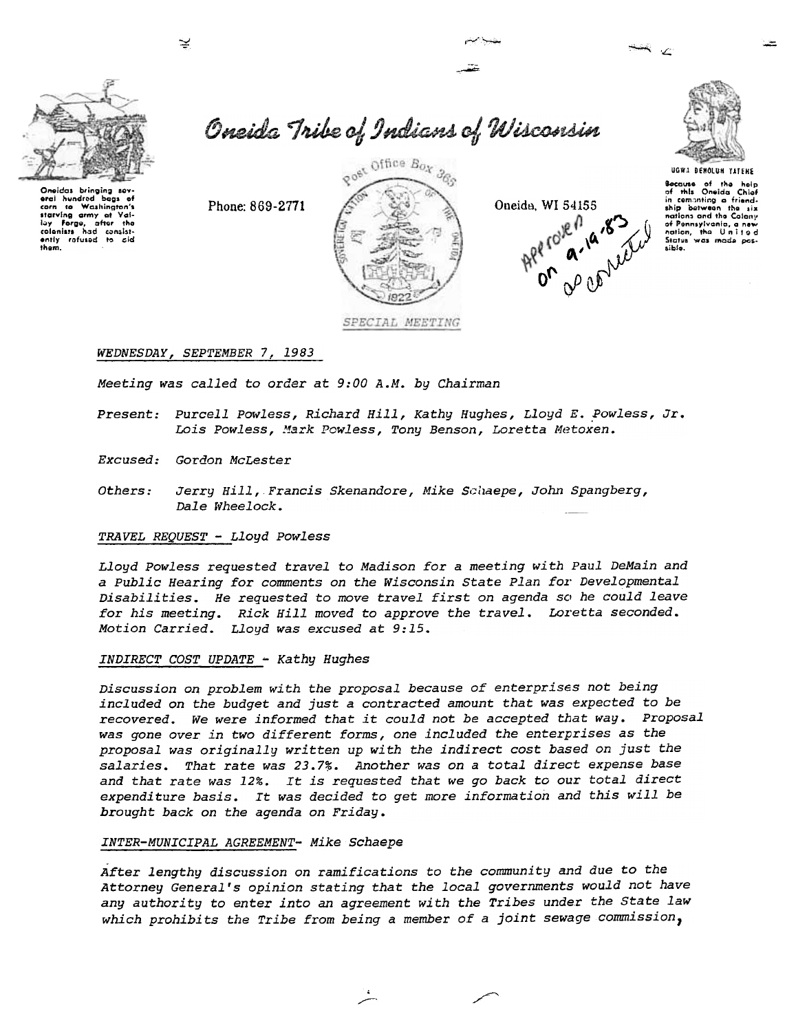# Oneida Tribe of Indians of Wisconsin

Oneidas bringing several hundred bags of corn to Washington's starving army at Valley Forge, after the colonists had consistently refused to aid them.

Phone: 869-2771

Post Office Box 365

Oneida, WI 54155

Approved on 9-19-83 as corrected

UGWA DEHOLUH YATEHE

Because of the help of this Oneida Chief in cementing a friendship between the six nations and the Colony of Pennsylvania, a new nation, the United States was made possible.

*SPECIAL MEETING*

*WEDNESDAY, SEPTEMBER 7, 1983*

*Meeting was called to order at 9:00 A.M. by Chairman*

*Present:* *Purcell Powless, Richard Hill, Kathy Hughes, Lloyd E. Powless, Jr. Lois Powless, Mark Powless, Tony Benson, Loretta Metoxen.*

*Excused:* *Gordon McLester*

*Others:* *Jerry Hill, Francis Skenandore, Mike Schaepe, John Spangberg, Dale Wheelock.*

*TRAVEL REQUEST - Lloyd Powless*

*Lloyd Powless requested travel to Madison for a meeting with Paul DeMain and a Public Hearing for comments on the Wisconsin State Plan for Developmental Disabilities. He requested to move travel first on agenda so he could leave for his meeting. Rick Hill moved to approve the travel. Loretta seconded. Motion Carried. Lloyd was excused at 9:15.*

*INDIRECT COST UPDATE - Kathy Hughes*

*Discussion on problem with the proposal because of enterprises not being included on the budget and just a contracted amount that was expected to be recovered. We were informed that it could not be accepted that way. Proposal was gone over in two different forms, one included the enterprises as the proposal was originally written up with the indirect cost based on just the salaries. That rate was 23.7%. Another was on a total direct expense base and that rate was 12%. It is requested that we go back to our total direct expenditure basis. It was decided to get more information and this will be brought back on the agenda on Friday.*

*INTER-MUNICIPAL AGREEMENT- Mike Schaepe*

*After lengthy discussion on ramifications to the community and due to the Attorney General's opinion stating that the local governments would not have any authority to enter into an agreement with the Tribes under the State law which prohibits the Tribe from being a member of a joint sewage commission,*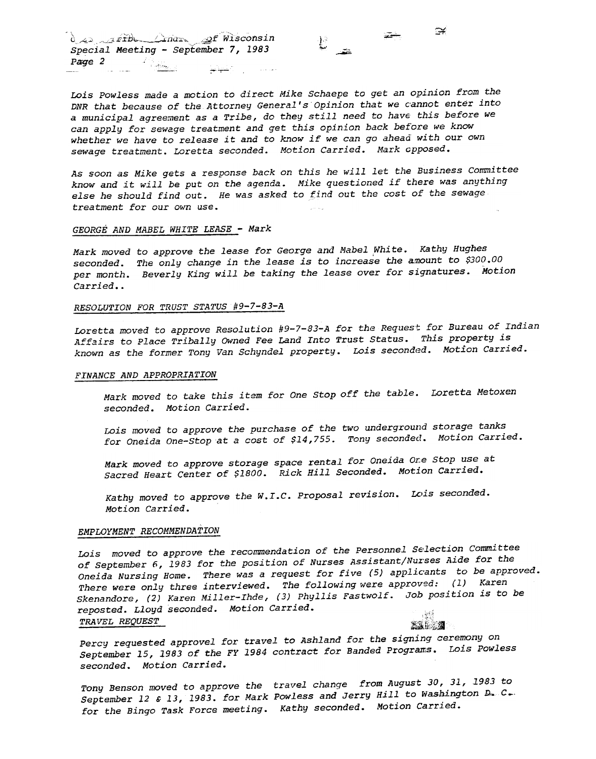Lois Powless made a motion to direct Mike Schaepe to get an opinion from the DNR that because of the Attorney General's Opinion that we cannot enter into a municipal agreement as a Tribe, do they still need to have this before we can apply for sewage treatment and get this opinion back before we know whether we have to release it and to know if we can go ahead with our own sewage treatment. Loretta seconded. Motion Carried. Mark opposed.

As soon as Mike gets a response back on this he will let the Business Committee know and it will be put on the agenda. Mike questioned if there was anything else he should find out. He was asked to find out the cost of the sewage treatment for our own use.

## GEORGE AND MABEL WHITE LEASE - Mark

Mark moved to approve the lease for George and Mabel White. Kathy Hughes seconded. The only change in the lease is to increase the amount to $300.00 per month. Beverly King will be taking the lease over for signatures. Motion Carried..

## RESOLUTION FOR TRUST STATUS #9-7-83-A

Loretta moved to approve Resolution #9-7-83-A for the Request for Bureau of Indian Affairs to Place Tribally Owned Fee Land Into Trust Status. This property is known as the former Tony Van Schyndel property. Lois seconded. Motion Carried.

## FINANCE AND APPROPRIATION

Mark moved to take this item for One Stop off the table. Loretta Metoxen seconded. Motion Carried.

Lois moved to approve the purchase of the two underground storage tanks for Oneida One-Stop at a cost of $14,755. Tony seconded. Motion Carried.

Mark moved to approve storage space rental for Oneida One Stop use at Sacred Heart Center of $1800. Rick Hill Seconded. Motion Carried.

Kathy moved to approve the W.I.C. Proposal revision. Lois seconded. Motion Carried.

## EMPLOYMENT RECOMMENDATION

Lois moved to approve the recommendation of the Personnel Selection Committee of September 6, 1983 for the position of Nurses Assistant/Nurses Aide for the Oneida Nursing Home. There was a request for five (5) applicants to be approved. There were only three interviewed. The following were approved: (1) Karen Skenandore, (2) Karen Miller-Ihde, (3) Phyllis Fastwolf. Job position is to be reposted. Lloyd seconded. Motion Carried.

## TRAVEL REQUEST

Percy requested approvel for travel to Ashland for the signing ceremony on September 15, 1983 of the FY 1984 contract for Banded Programs. Lois Powless seconded. Motion Carried.

Tony Benson moved to approve the travel change from August 30, 31, 1983 to September 12 & 13, 1983. for Mark Powless and Jerry Hill to Washington D. C. for the Bingo Task Force meeting. Kathy seconded. Motion Carried.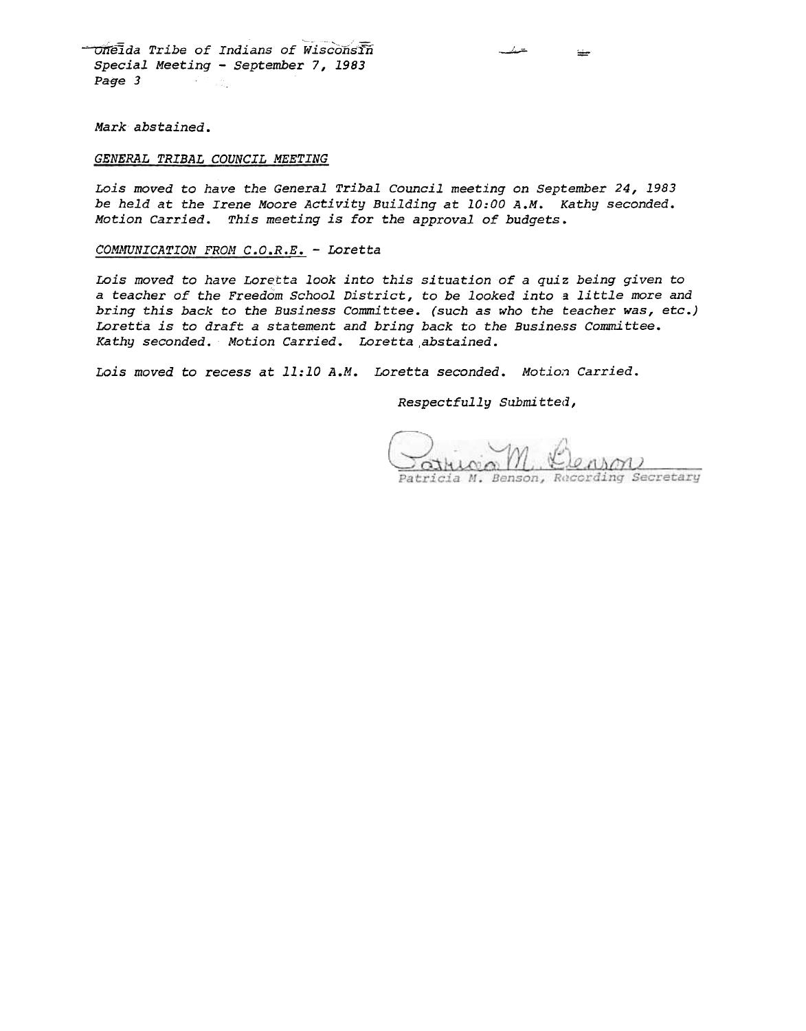*Mark abstained.*

*GENERAL TRIBAL COUNCIL MEETING*

*Lois moved to have the General Tribal Council meeting on September 24, 1983 be held at the Irene Moore Activity Building at 10:00 A.M. Kathy seconded. Motion Carried. This meeting is for the approval of budgets.*

*COMMUNICATION FROM C.O.R.E. - Loretta*

*Lois moved to have Loretta look into this situation of a quiz being given to a teacher of the Freedom School District, to be looked into a little more and bring this back to the Business Committee. (such as who the teacher was, etc.) Loretta is to draft a statement and bring back to the Business Committee. Kathy seconded. Motion Carried. Loretta abstained.*

*Lois moved to recess at 11:10 A.M. Loretta seconded. Motion Carried.*

*Respectfully Submitted,*

Patricia M. Benson

*Patricia M. Benson, Recording Secretary*